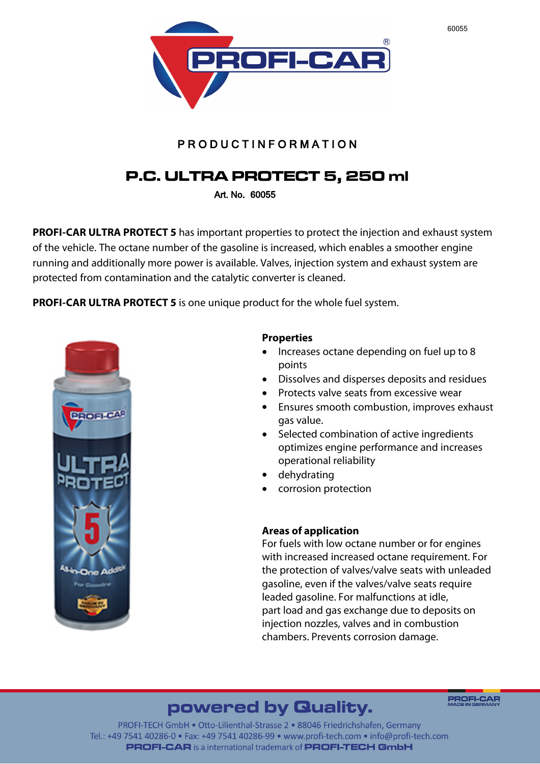60055

PROFI-CAR®

PRODUCTINFORMATION

# P.C. ULTRA PROTECT 5, 250 ml

Art. No. 60055

**PROFI-CAR ULTRA PROTECT 5** has important properties to protect the injection and exhaust system of the vehicle. The octane number of the gasoline is increased, which enables a smoother engine running and additionally more power is available. Valves, injection system and exhaust system are protected from contamination and the catalytic converter is cleaned.

**PROFI-CAR ULTRA PROTECT 5** is one unique product for the whole fuel system.

**Properties**

- Increases octane depending on fuel up to 8 points
- Dissolves and disperses deposits and residues
- Protects valve seats from excessive wear
- Ensures smooth combustion, improves exhaust gas value.
- Selected combination of active ingredients optimizes engine performance and increases operational reliability
- dehydrating
- corrosion protection

**Areas of application**

For fuels with low octane number or for engines with increased increased octane requirement. For the protection of valves/valve seats with unleaded gasoline, even if the valves/valve seats require leaded gasoline. For malfunctions at idle, part load and gas exchange due to deposits on injection nozzles, valves and in combustion chambers. Prevents corrosion damage.

**powered by Quality.**

PROFI-CAR MADE IN GERMANY

PROFI-TECH GmbH • Otto-Lilienthal-Strasse 2 • 88046 Friedrichshafen, Germany
Tel.: +49 7541 40286-0 • Fax: +49 7541 40286-99 • www.profi-tech.com • info@profi-tech.com
**PROFI-CAR** is a international trademark of **PROFI-TECH GmbH**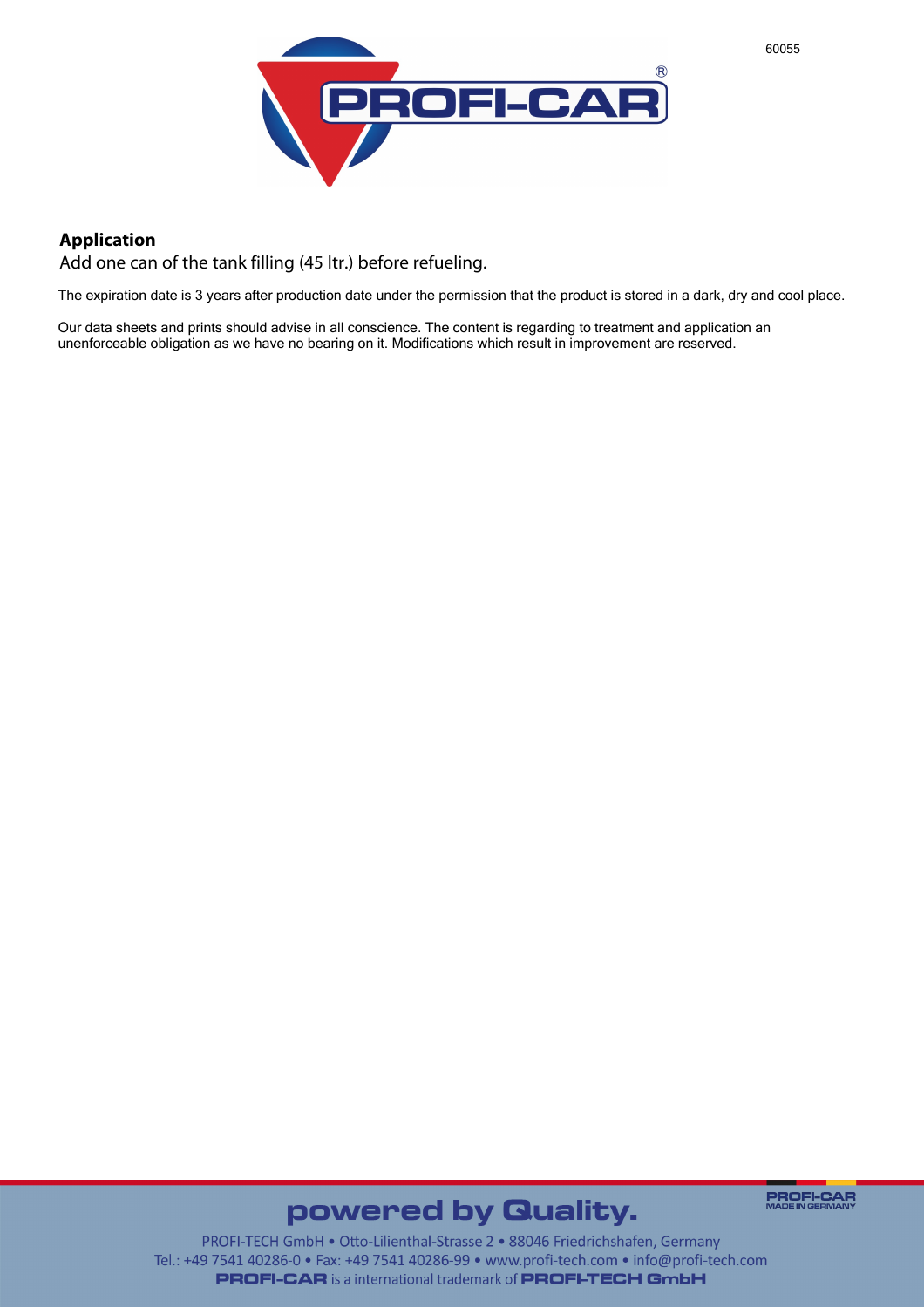60055

## Application

Add one can of the tank filling (45 ltr.) before refueling.

The expiration date is 3 years after production date under the permission that the product is stored in a dark, dry and cool place.

Our data sheets and prints should advise in all conscience. The content is regarding to treatment and application an unenforceable obligation as we have no bearing on it. Modifications which result in improvement are reserved.

powered by Quality.

PROFI-TECH GmbH • Otto-Lilienthal-Strasse 2 • 88046 Friedrichshafen, Germany
Tel.: +49 7541 40286-0 • Fax: +49 7541 40286-99 • www.profi-tech.com • info@profi-tech.com
**PROFI-CAR** is a international trademark of **PROFI-TECH GmbH**